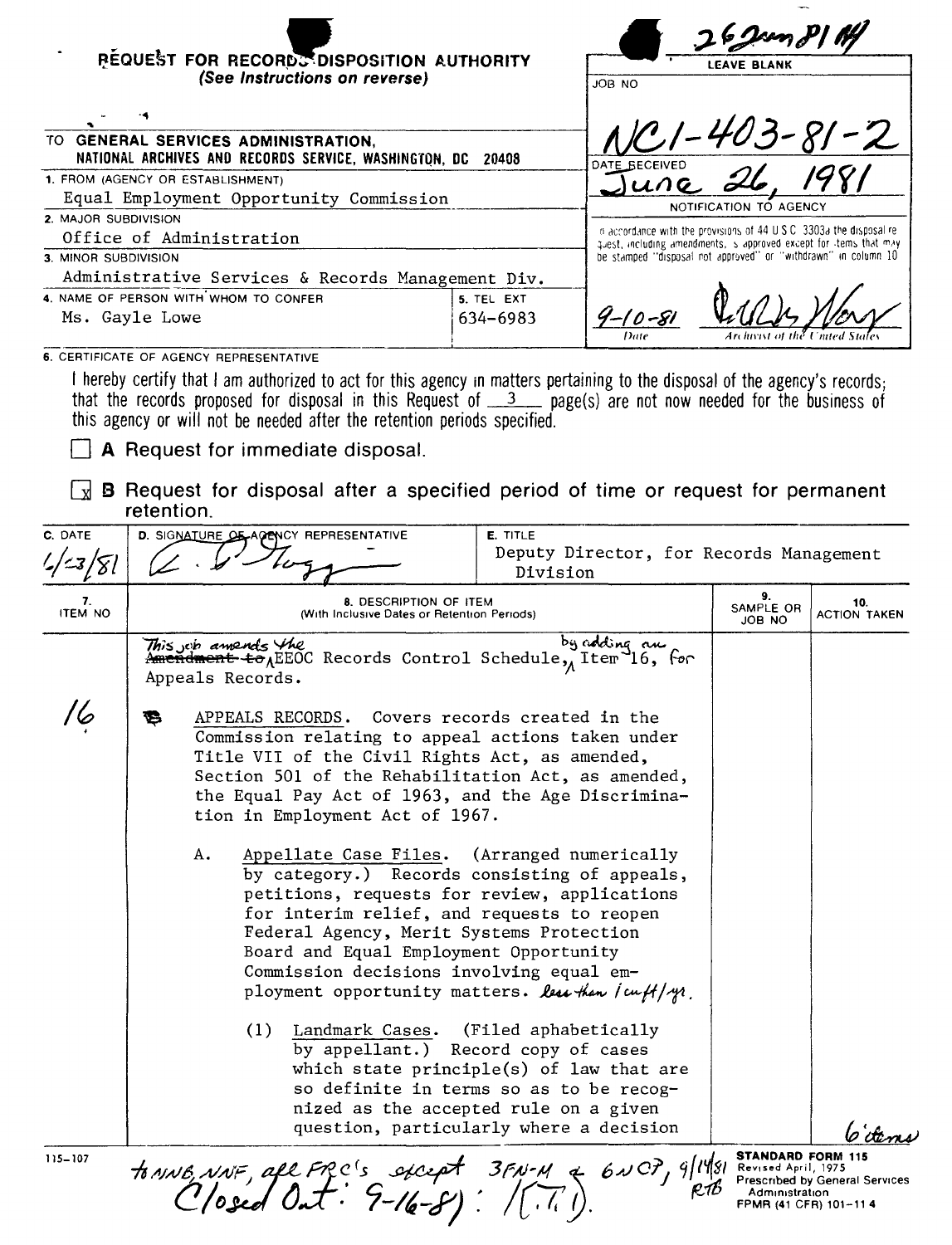# REQUEST FOR RECORDS DISPOSITION AUTHORITY
*(See Instructions on reverse)*

26 Jun 81

LEAVE BLANK

JOB NO: NC1-403-81-2

DATE RECEIVED: June 26, 1981

NOTIFICATION TO AGENCY

In accordance with the provisions of 44 U.S.C. 3303a the disposal request, including amendments, is approved except for items that may be stamped "disposal not approved" or "withdrawn" in column 10.

9-10-81 — Date — Archivist of the United States

TO **GENERAL SERVICES ADMINISTRATION, NATIONAL ARCHIVES AND RECORDS SERVICE, WASHINGTON, DC 20408**

1. FROM (AGENCY OR ESTABLISHMENT): Equal Employment Opportunity Commission
2. MAJOR SUBDIVISION: Office of Administration
3. MINOR SUBDIVISION: Administrative Services & Records Management Div.
4. NAME OF PERSON WITH WHOM TO CONFER: Ms. Gayle Lowe
5. TEL EXT: 634-6983

6. CERTIFICATE OF AGENCY REPRESENTATIVE

I hereby certify that I am authorized to act for this agency in matters pertaining to the disposal of the agency's records; that the records proposed for disposal in this Request of 3 page(s) are not now needed for the business of this agency or will not be needed after the retention periods specified.

☐ **A** Request for immediate disposal.

☒ **B** Request for disposal after a specified period of time or request for permanent retention.

| C. DATE | D. SIGNATURE OF AGENCY REPRESENTATIVE | E. TITLE |
|---|---|---|
| 6/23/81 | [signature] | Deputy Director, for Records Management Division |

| 7. ITEM NO | 8. DESCRIPTION OF ITEM (With Inclusive Dates or Retention Periods) | 9. SAMPLE OR JOB NO | 10. ACTION TAKEN |
|---|---|---|---|
| | This job amends the ~~Amendment to~~ EEOC Records Control Schedule, by adding an Item 16, for Appeals Records. | | |
| 16 | APPEALS RECORDS. Covers records created in the Commission relating to appeal actions taken under Title VII of the Civil Rights Act, as amended, Section 501 of the Rehabilitation Act, as amended, the Equal Pay Act of 1963, and the Age Discrimination in Employment Act of 1967. | | |
| | A. Appellate Case Files. (Arranged numerically by category.) Records consisting of appeals, petitions, requests for review, applications for interim relief, and requests to reopen Federal Agency, Merit Systems Protection Board and Equal Employment Opportunity Commission decisions involving equal employment opportunity matters. less than 1 cu ft/yr. | | |
| | (1) Landmark Cases. (Filed aphabetically by appellant.) Record copy of cases which state principle(s) of law that are so definite in terms so as to be recognized as the accepted rule on a given question, particularly where a decision | | 6 items |

115-107

to NNB, NNF, all FRC's except 3FN-M & 6NCP, 9/14/81 RTB
Closed Out: 9-16-81 : [initials]

STANDARD FORM 115
Revised April, 1975
Prescribed by General Services Administration
FPMR (41 CFR) 101-11.4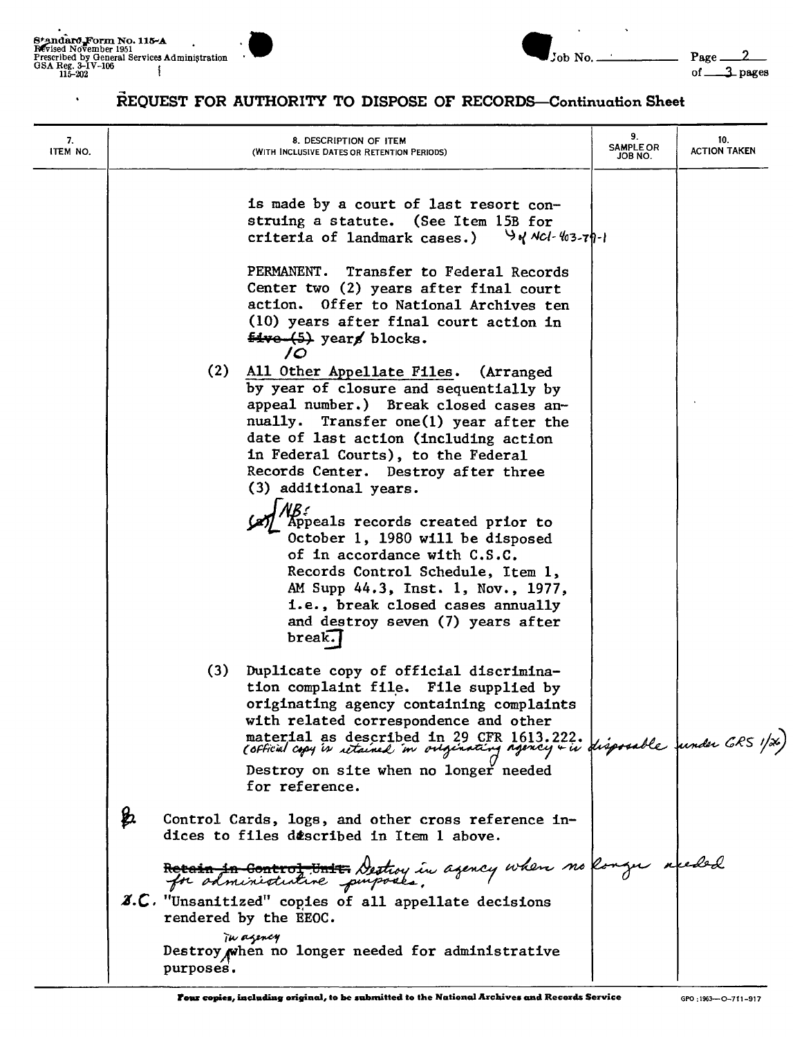# REQUEST FOR AUTHORITY TO DISPOSE OF RECORDS—Continuation Sheet

| 7. ITEM NO. | 8. DESCRIPTION OF ITEM (WITH INCLUSIVE DATES OR RETENTION PERIODS) | 9. SAMPLE OR JOB NO. | 10. ACTION TAKEN |
|---|---|---|---|
| | is made by a court of last resort construing a statute. (See Item 15B for criteria of landmark cases.) 4 of NC1-403-79-1 | | |
| | PERMANENT. Transfer to Federal Records Center two (2) years after final court action. Offer to National Archives ten (10) years after final court action in ~~five (5)~~ 10 year~~s~~ blocks. | | |
| | (2) All Other Appellate Files. (Arranged by year of closure and sequentially by appeal number.) Break closed cases annually. Transfer one(1) year after the date of last action (including action in Federal Courts), to the Federal Records Center. Destroy after three (3) additional years. | | |
| | ~~(a)~~ [NB: Appeals records created prior to October 1, 1980 will be disposed of in accordance with C.S.C. Records Control Schedule, Item 1, AM Supp 44.3, Inst. 1, Nov., 1977, i.e., break closed cases annually and destroy seven (7) years after break.] | | |
| | (3) Duplicate copy of official discrimination complaint file. File supplied by originating agency containing complaints with related correspondence and other material as described in 29 CFR 1613.222. (official copy is retained in originating agency & is disposable under GRS 1/26) | | |
| | Destroy on site when no longer needed for reference. | | |
| | ~~2.~~ B. Control Cards, logs, and other cross reference indices to files described in Item 1 above. | | |
| | ~~Retain in Control Unit.~~ Destroy in agency when no longer needed for administrative purposes. | | |
| | ~~3.~~ C. "Unsanitized" copies of all appellate decisions rendered by the EEOC. | | |
| | Destroy in agency when no longer needed for administrative purposes. | | |

Four copies, including original, to be submitted to the National Archives and Records Service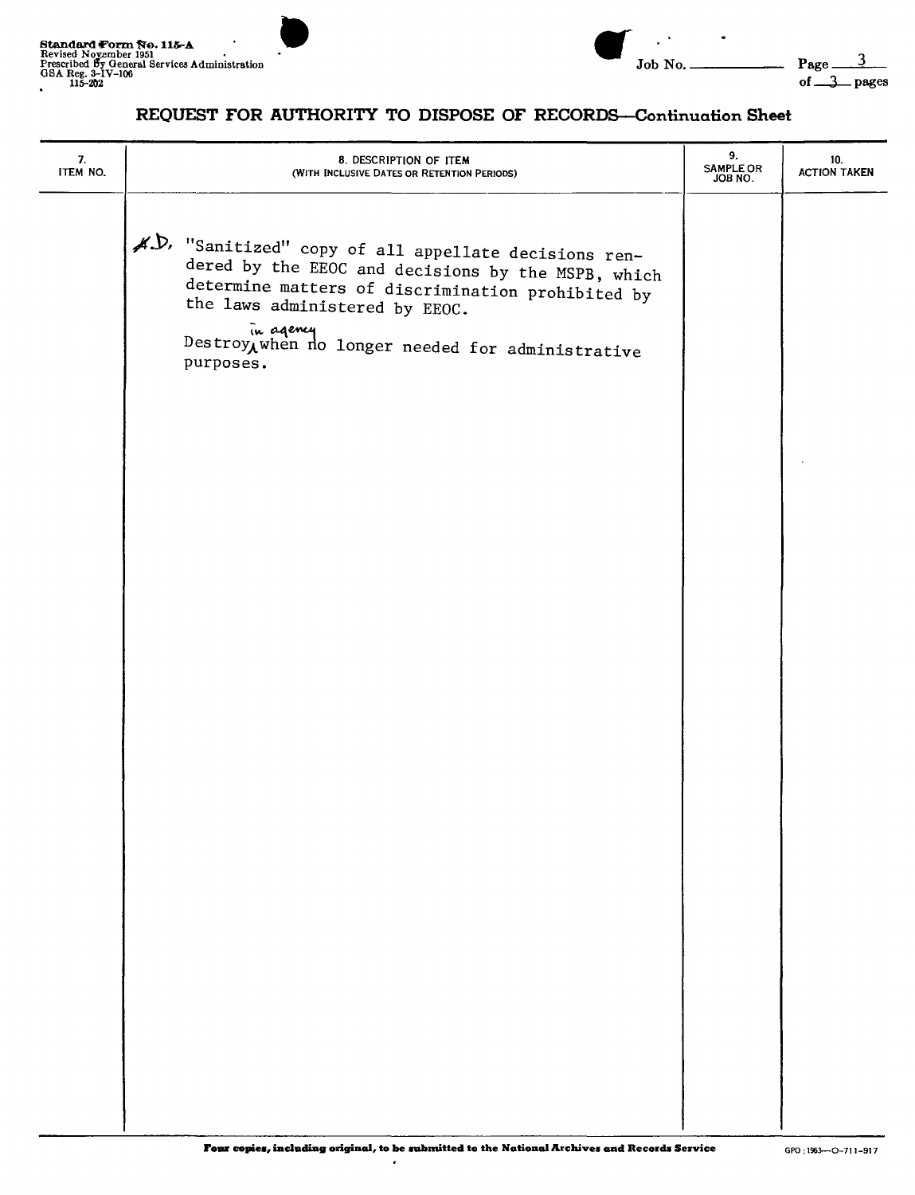Standard Form No. 115-A
Revised November 1951
Prescribed by General Services Administration
GSA Reg. 3-IV-106
115-202

Job No. ____________ Page 3 of 3 pages

## REQUEST FOR AUTHORITY TO DISPOSE OF RECORDS—Continuation Sheet

| 7. ITEM NO. | 8. DESCRIPTION OF ITEM (WITH INCLUSIVE DATES OR RETENTION PERIODS) | 9. SAMPLE OR JOB NO. | 10. ACTION TAKEN |
|---|---|---|---|
| | 4.D. "Sanitized" copy of all appellate decisions rendered by the EEOC and decisions by the MSPB, which determine matters of discrimination prohibited by the laws administered by EEOC.<br><br>Destroy in agency when no longer needed for administrative purposes. | | |

**Four copies, including original, to be submitted to the National Archives and Records Service**

GPO : 1963—O-711-917